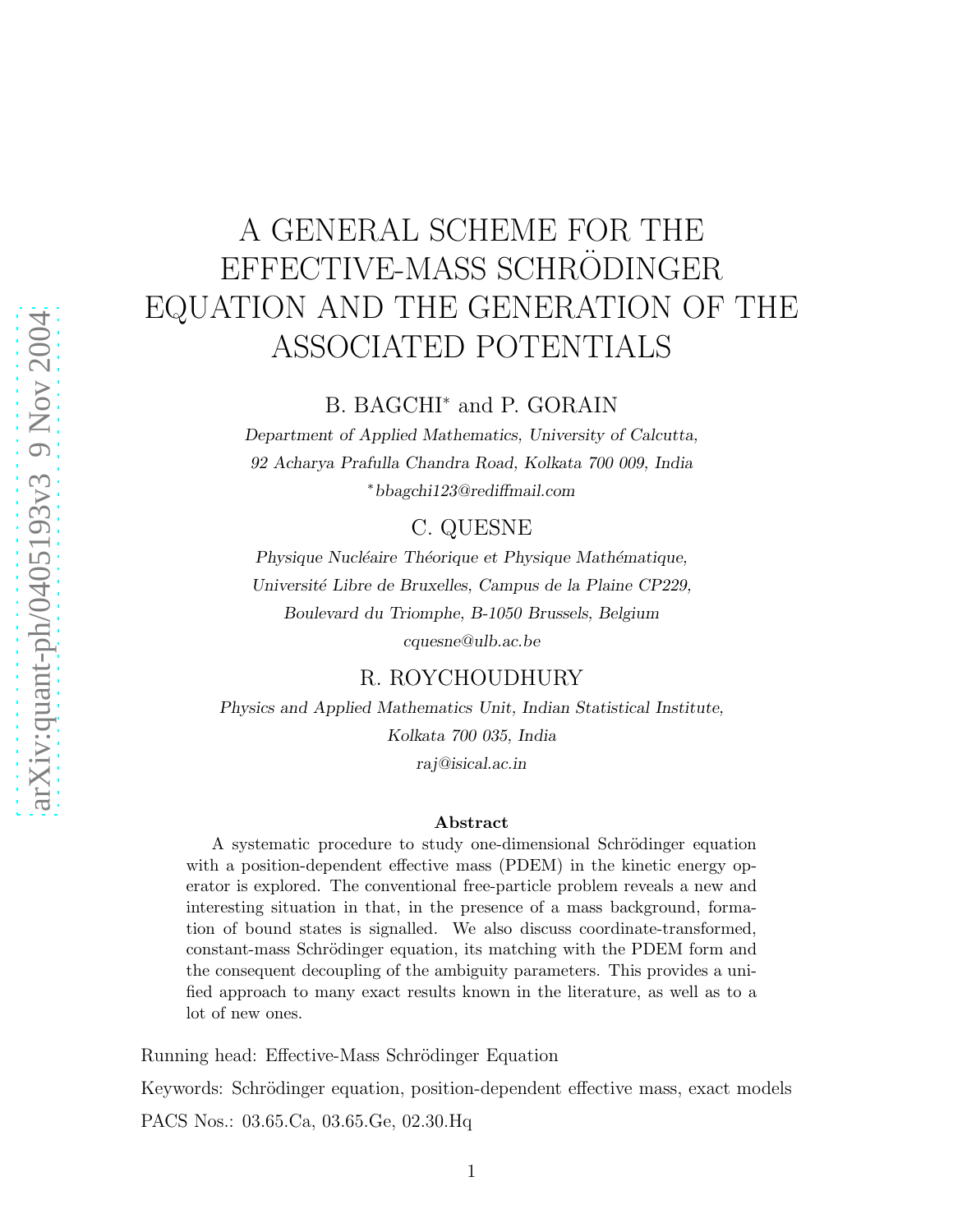# A GENERAL SCHEME FOR THE EFFECTIVE-MASS SCHRÖDINGER EQUATION AND THE GENERATION OF THE ASSOCIATED POTENTIALS

B. BAGCHI* and P. GORAIN

*Department of Applied Mathematics, University of Calcutta, 92 Acharya Prafulla Chandra Road, Kolkata 700 009, India*

*bbagchi123@rediffmail.com

C. QUESNE

*Physique Nucléaire Théorique et Physique Mathématique, Université Libre de Bruxelles, Campus de la Plaine CP229, Boulevard du Triomphe, B-1050 Brussels, Belgium*

cquesne@ulb.ac.be

R. ROYCHOUDHURY

*Physics and Applied Mathematics Unit, Indian Statistical Institute, Kolkata 700 035, India*

raj@isical.ac.in

**Abstract**

A systematic procedure to study one-dimensional Schrödinger equation with a position-dependent effective mass (PDEM) in the kinetic energy operator is explored. The conventional free-particle problem reveals a new and interesting situation in that, in the presence of a mass background, formation of bound states is signalled. We also discuss coordinate-transformed, constant-mass Schrödinger equation, its matching with the PDEM form and the consequent decoupling of the ambiguity parameters. This provides a unified approach to many exact results known in the literature, as well as to a lot of new ones.

Running head: Effective-Mass Schrödinger Equation

Keywords: Schrödinger equation, position-dependent effective mass, exact models

PACS Nos.: 03.65.Ca, 03.65.Ge, 02.30.Hq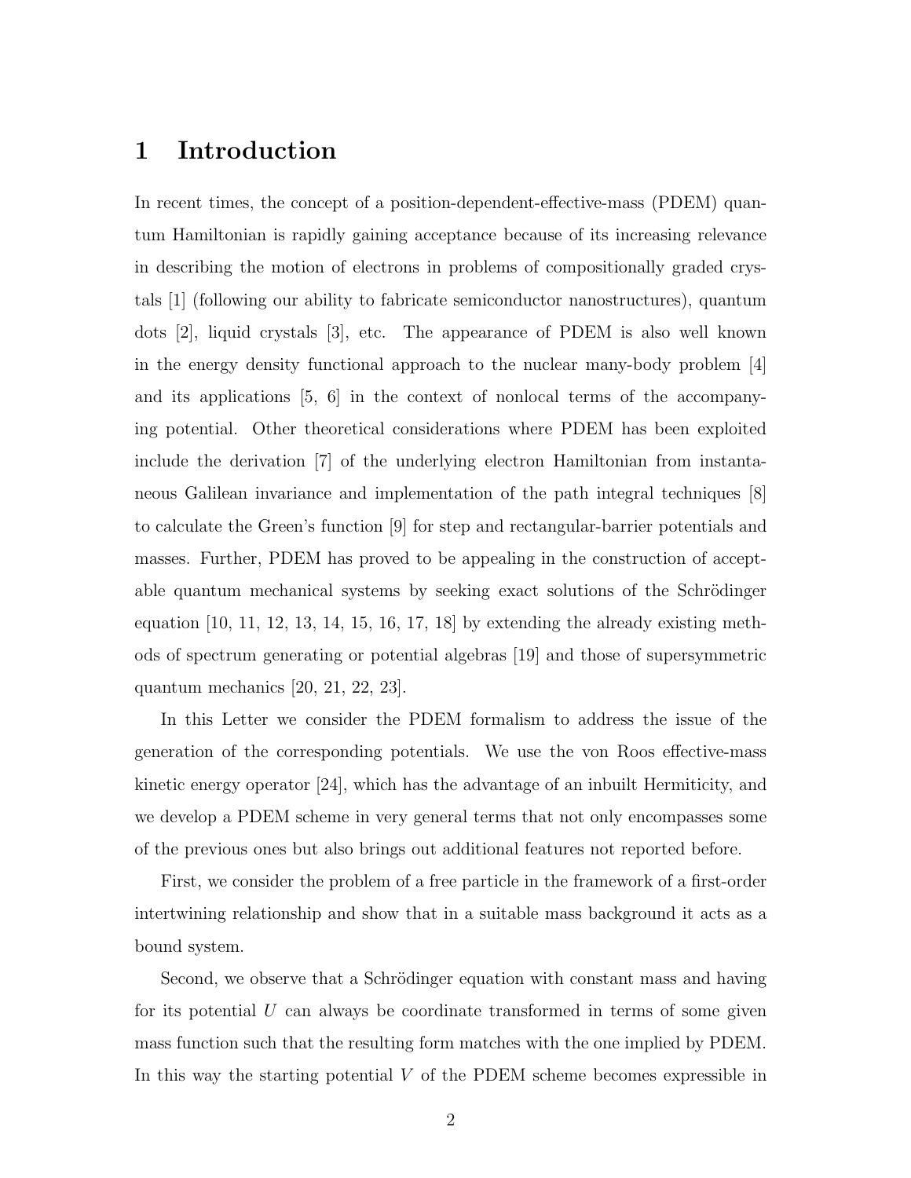# 1 Introduction

In recent times, the concept of a position-dependent-effective-mass (PDEM) quantum Hamiltonian is rapidly gaining acceptance because of its increasing relevance in describing the motion of electrons in problems of compositionally graded crystals [1] (following our ability to fabricate semiconductor nanostructures), quantum dots [2], liquid crystals [3], etc. The appearance of PDEM is also well known in the energy density functional approach to the nuclear many-body problem [4] and its applications [5, 6] in the context of nonlocal terms of the accompanying potential. Other theoretical considerations where PDEM has been exploited include the derivation [7] of the underlying electron Hamiltonian from instantaneous Galilean invariance and implementation of the path integral techniques [8] to calculate the Green's function [9] for step and rectangular-barrier potentials and masses. Further, PDEM has proved to be appealing in the construction of acceptable quantum mechanical systems by seeking exact solutions of the Schrödinger equation [10, 11, 12, 13, 14, 15, 16, 17, 18] by extending the already existing methods of spectrum generating or potential algebras [19] and those of supersymmetric quantum mechanics [20, 21, 22, 23].

In this Letter we consider the PDEM formalism to address the issue of the generation of the corresponding potentials. We use the von Roos effective-mass kinetic energy operator [24], which has the advantage of an inbuilt Hermiticity, and we develop a PDEM scheme in very general terms that not only encompasses some of the previous ones but also brings out additional features not reported before.

First, we consider the problem of a free particle in the framework of a first-order intertwining relationship and show that in a suitable mass background it acts as a bound system.

Second, we observe that a Schrödinger equation with constant mass and having for its potential $U$ can always be coordinate transformed in terms of some given mass function such that the resulting form matches with the one implied by PDEM. In this way the starting potential $V$ of the PDEM scheme becomes expressible in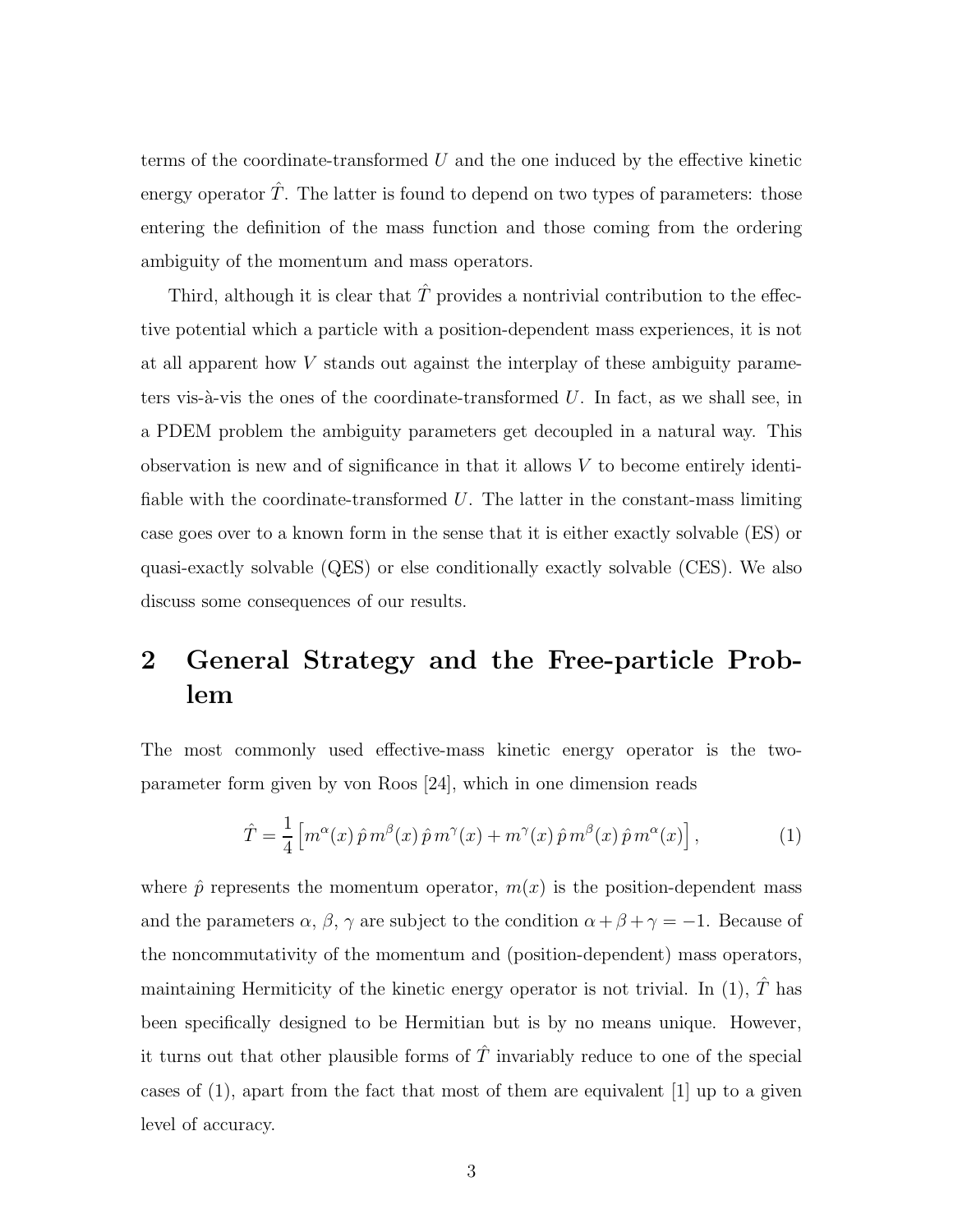terms of the coordinate-transformed $U$ and the one induced by the effective kinetic energy operator $\hat{T}$. The latter is found to depend on two types of parameters: those entering the definition of the mass function and those coming from the ordering ambiguity of the momentum and mass operators.

Third, although it is clear that $\hat{T}$ provides a nontrivial contribution to the effective potential which a particle with a position-dependent mass experiences, it is not at all apparent how $V$ stands out against the interplay of these ambiguity parameters vis-à-vis the ones of the coordinate-transformed $U$. In fact, as we shall see, in a PDEM problem the ambiguity parameters get decoupled in a natural way. This observation is new and of significance in that it allows $V$ to become entirely identifiable with the coordinate-transformed $U$. The latter in the constant-mass limiting case goes over to a known form in the sense that it is either exactly solvable (ES) or quasi-exactly solvable (QES) or else conditionally exactly solvable (CES). We also discuss some consequences of our results.

## 2 General Strategy and the Free-particle Problem

The most commonly used effective-mass kinetic energy operator is the two-parameter form given by von Roos [24], which in one dimension reads

$$\hat{T} = \frac{1}{4}\left[m^{\alpha}(x)\,\hat{p}\,m^{\beta}(x)\,\hat{p}\,m^{\gamma}(x) + m^{\gamma}(x)\,\hat{p}\,m^{\beta}(x)\,\hat{p}\,m^{\alpha}(x)\right], \tag{1}$$

where $\hat{p}$ represents the momentum operator, $m(x)$ is the position-dependent mass and the parameters $\alpha$, $\beta$, $\gamma$ are subject to the condition $\alpha + \beta + \gamma = -1$. Because of the noncommutativity of the momentum and (position-dependent) mass operators, maintaining Hermiticity of the kinetic energy operator is not trivial. In (1), $\hat{T}$ has been specifically designed to be Hermitian but is by no means unique. However, it turns out that other plausible forms of $\hat{T}$ invariably reduce to one of the special cases of (1), apart from the fact that most of them are equivalent [1] up to a given level of accuracy.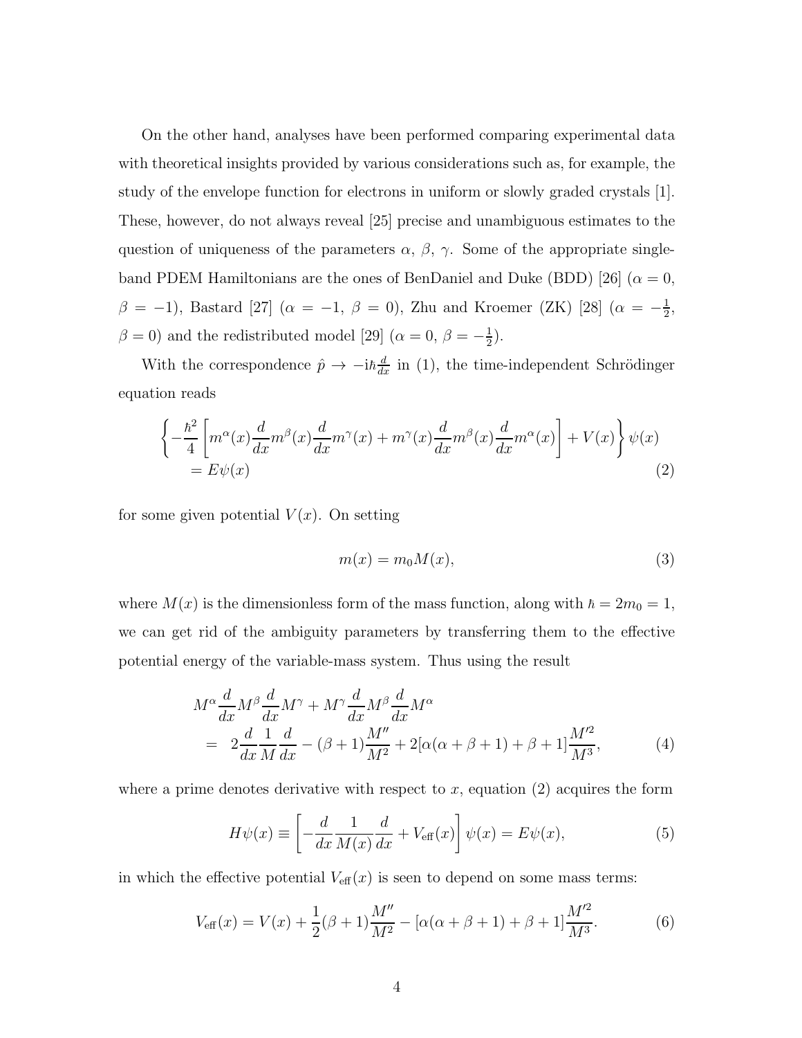On the other hand, analyses have been performed comparing experimental data with theoretical insights provided by various considerations such as, for example, the study of the envelope function for electrons in uniform or slowly graded crystals [1]. These, however, do not always reveal [25] precise and unambiguous estimates to the question of uniqueness of the parameters $\alpha$, $\beta$, $\gamma$. Some of the appropriate single-band PDEM Hamiltonians are the ones of BenDaniel and Duke (BDD) [26] ($\alpha = 0$, $\beta = -1$), Bastard [27] ($\alpha = -1$, $\beta = 0$), Zhu and Kroemer (ZK) [28] ($\alpha = -\frac{1}{2}$, $\beta = 0$) and the redistributed model [29] ($\alpha = 0$, $\beta = -\frac{1}{2}$).

With the correspondence $\hat{p} \to -\mathrm{i}\hbar \frac{d}{dx}$ in (1), the time-independent Schrödinger equation reads

$$\left\{-\frac{\hbar^2}{4}\left[m^\alpha(x)\frac{d}{dx}m^\beta(x)\frac{d}{dx}m^\gamma(x) + m^\gamma(x)\frac{d}{dx}m^\beta(x)\frac{d}{dx}m^\alpha(x)\right] + V(x)\right\}\psi(x) \\ = E\psi(x) \tag{2}$$

for some given potential $V(x)$. On setting

$$m(x) = m_0 M(x), \tag{3}$$

where $M(x)$ is the dimensionless form of the mass function, along with $\hbar = 2m_0 = 1$, we can get rid of the ambiguity parameters by transferring them to the effective potential energy of the variable-mass system. Thus using the result

$$\begin{aligned} & M^\alpha \frac{d}{dx} M^\beta \frac{d}{dx} M^\gamma + M^\gamma \frac{d}{dx} M^\beta \frac{d}{dx} M^\alpha \\ = \; & 2\frac{d}{dx}\frac{1}{M}\frac{d}{dx} - (\beta+1)\frac{M''}{M^2} + 2[\alpha(\alpha+\beta+1) + \beta + 1]\frac{M'^2}{M^3}, \end{aligned} \tag{4}$$

where a prime denotes derivative with respect to $x$, equation (2) acquires the form

$$H\psi(x) \equiv \left[-\frac{d}{dx}\frac{1}{M(x)}\frac{d}{dx} + V_{\text{eff}}(x)\right]\psi(x) = E\psi(x), \tag{5}$$

in which the effective potential $V_{\text{eff}}(x)$ is seen to depend on some mass terms:

$$V_{\text{eff}}(x) = V(x) + \frac{1}{2}(\beta+1)\frac{M''}{M^2} - [\alpha(\alpha+\beta+1) + \beta + 1]\frac{M'^2}{M^3}. \tag{6}$$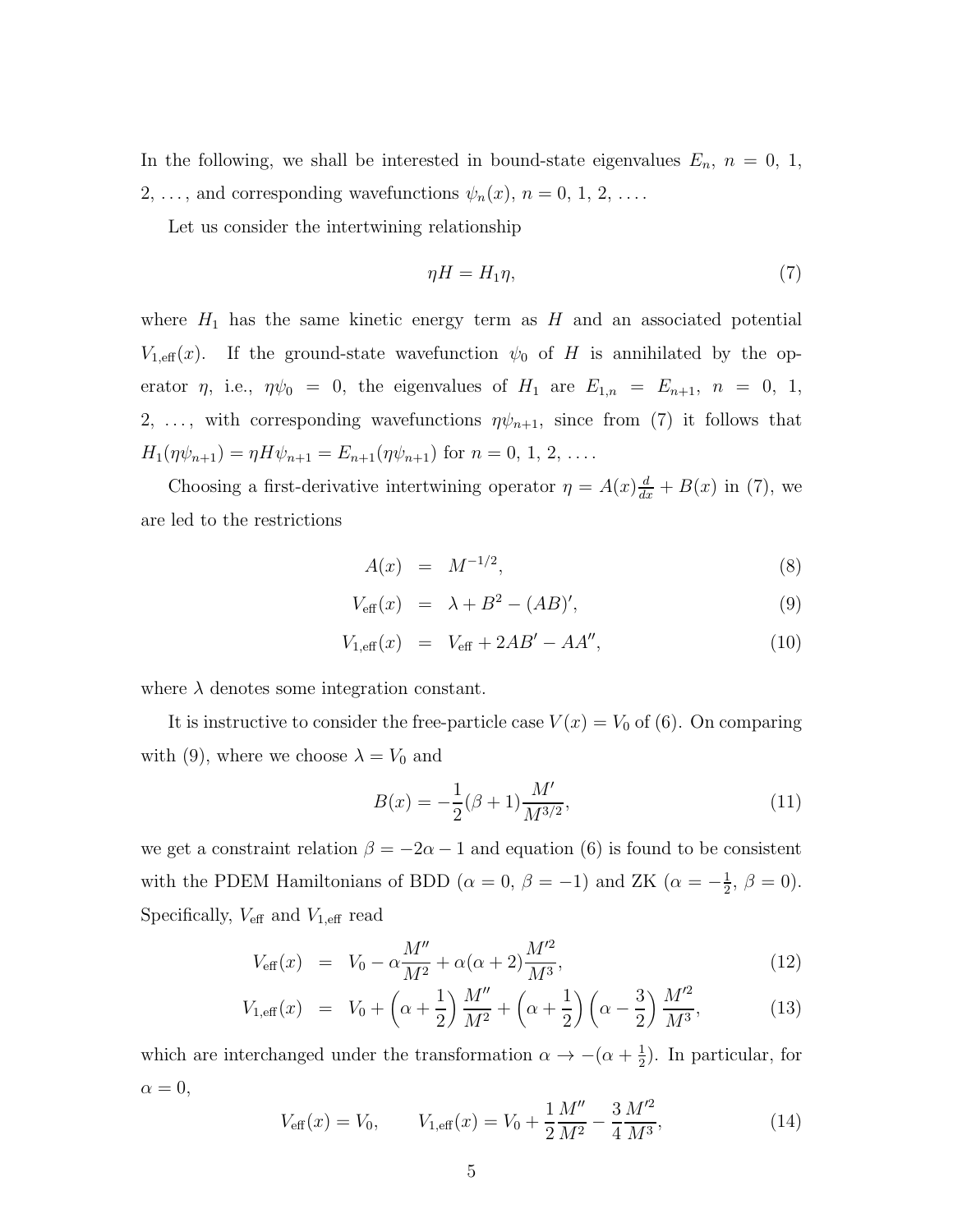In the following, we shall be interested in bound-state eigenvalues $E_n$, $n = 0, 1, 2, \ldots$, and corresponding wavefunctions $\psi_n(x)$, $n = 0, 1, 2, \ldots$.

Let us consider the intertwining relationship

$$\eta H = H_1 \eta, \tag{7}$$

where $H_1$ has the same kinetic energy term as $H$ and an associated potential $V_{1,\text{eff}}(x)$. If the ground-state wavefunction $\psi_0$ of $H$ is annihilated by the operator $\eta$, i.e., $\eta\psi_0 = 0$, the eigenvalues of $H_1$ are $E_{1,n} = E_{n+1}$, $n = 0, 1, 2, \ldots$, with corresponding wavefunctions $\eta\psi_{n+1}$, since from (7) it follows that $H_1(\eta\psi_{n+1}) = \eta H \psi_{n+1} = E_{n+1}(\eta\psi_{n+1})$ for $n = 0, 1, 2, \ldots$.

Choosing a first-derivative intertwining operator $\eta = A(x)\frac{d}{dx} + B(x)$ in (7), we are led to the restrictions

$$A(x) = M^{-1/2}, \tag{8}$$

$$V_{\text{eff}}(x) = \lambda + B^2 - (AB)', \tag{9}$$

$$V_{1,\text{eff}}(x) = V_{\text{eff}} + 2AB' - AA'', \tag{10}$$

where $\lambda$ denotes some integration constant.

It is instructive to consider the free-particle case $V(x) = V_0$ of (6). On comparing with (9), where we choose $\lambda = V_0$ and

$$B(x) = -\frac{1}{2}(\beta + 1)\frac{M'}{M^{3/2}}, \tag{11}$$

we get a constraint relation $\beta = -2\alpha - 1$ and equation (6) is found to be consistent with the PDEM Hamiltonians of BDD ($\alpha = 0$, $\beta = -1$) and ZK ($\alpha = -\frac{1}{2}$, $\beta = 0$). Specifically, $V_{\text{eff}}$ and $V_{1,\text{eff}}$ read

$$V_{\text{eff}}(x) = V_0 - \alpha\frac{M''}{M^2} + \alpha(\alpha + 2)\frac{M'^2}{M^3}, \tag{12}$$

$$V_{1,\text{eff}}(x) = V_0 + \left(\alpha + \frac{1}{2}\right)\frac{M''}{M^2} + \left(\alpha + \frac{1}{2}\right)\left(\alpha - \frac{3}{2}\right)\frac{M'^2}{M^3}, \tag{13}$$

which are interchanged under the transformation $\alpha \to -(\alpha + \frac{1}{2})$. In particular, for $\alpha = 0$,

$$V_{\text{eff}}(x) = V_0, \qquad V_{1,\text{eff}}(x) = V_0 + \frac{1}{2}\frac{M''}{M^2} - \frac{3}{4}\frac{M'^2}{M^3}, \tag{14}$$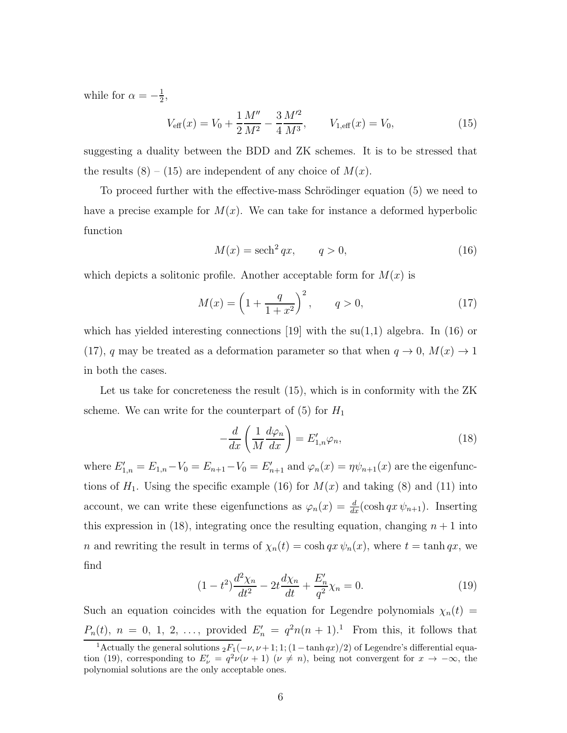while for $\alpha = -\frac{1}{2}$,

$$V_{\text{eff}}(x) = V_0 + \frac{1}{2}\frac{M''}{M^2} - \frac{3}{4}\frac{M'^2}{M^3}, \qquad V_{1,\text{eff}}(x) = V_0, \tag{15}$$

suggesting a duality between the BDD and ZK schemes. It is to be stressed that the results (8) – (15) are independent of any choice of $M(x)$.

To proceed further with the effective-mass Schrödinger equation (5) we need to have a precise example for $M(x)$. We can take for instance a deformed hyperbolic function

$$M(x) = \operatorname{sech}^2 qx, \qquad q > 0, \tag{16}$$

which depicts a solitonic profile. Another acceptable form for $M(x)$ is

$$M(x) = \left(1 + \frac{q}{1+x^2}\right)^2, \qquad q > 0, \tag{17}$$

which has yielded interesting connections [19] with the su(1,1) algebra. In (16) or (17), $q$ may be treated as a deformation parameter so that when $q \to 0$, $M(x) \to 1$ in both the cases.

Let us take for concreteness the result (15), which is in conformity with the ZK scheme. We can write for the counterpart of (5) for $H_1$

$$-\frac{d}{dx}\left(\frac{1}{M}\frac{d\varphi_n}{dx}\right) = E'_{1,n}\varphi_n, \tag{18}$$

where $E'_{1,n} = E_{1,n} - V_0 = E_{n+1} - V_0 = E'_{n+1}$ and $\varphi_n(x) = \eta\psi_{n+1}(x)$ are the eigenfunctions of $H_1$. Using the specific example (16) for $M(x)$ and taking (8) and (11) into account, we can write these eigenfunctions as $\varphi_n(x) = \frac{d}{dx}(\cosh qx\, \psi_{n+1})$. Inserting this expression in (18), integrating once the resulting equation, changing $n+1$ into $n$ and rewriting the result in terms of $\chi_n(t) = \cosh qx\, \psi_n(x)$, where $t = \tanh qx$, we find

$$(1-t^2)\frac{d^2\chi_n}{dt^2} - 2t\frac{d\chi_n}{dt} + \frac{E'_n}{q^2}\chi_n = 0. \tag{19}$$

Such an equation coincides with the equation for Legendre polynomials $\chi_n(t) = P_n(t)$, $n = 0, 1, 2, \ldots$, provided $E'_n = q^2 n(n+1)$.[1] From this, it follows that

[1] Actually the general solutions ${}_2F_1(-\nu, \nu+1; 1; (1-\tanh qx)/2)$ of Legendre's differential equation (19), corresponding to $E'_\nu = q^2\nu(\nu+1)$ ($\nu \neq n$), being not convergent for $x \to -\infty$, the polynomial solutions are the only acceptable ones.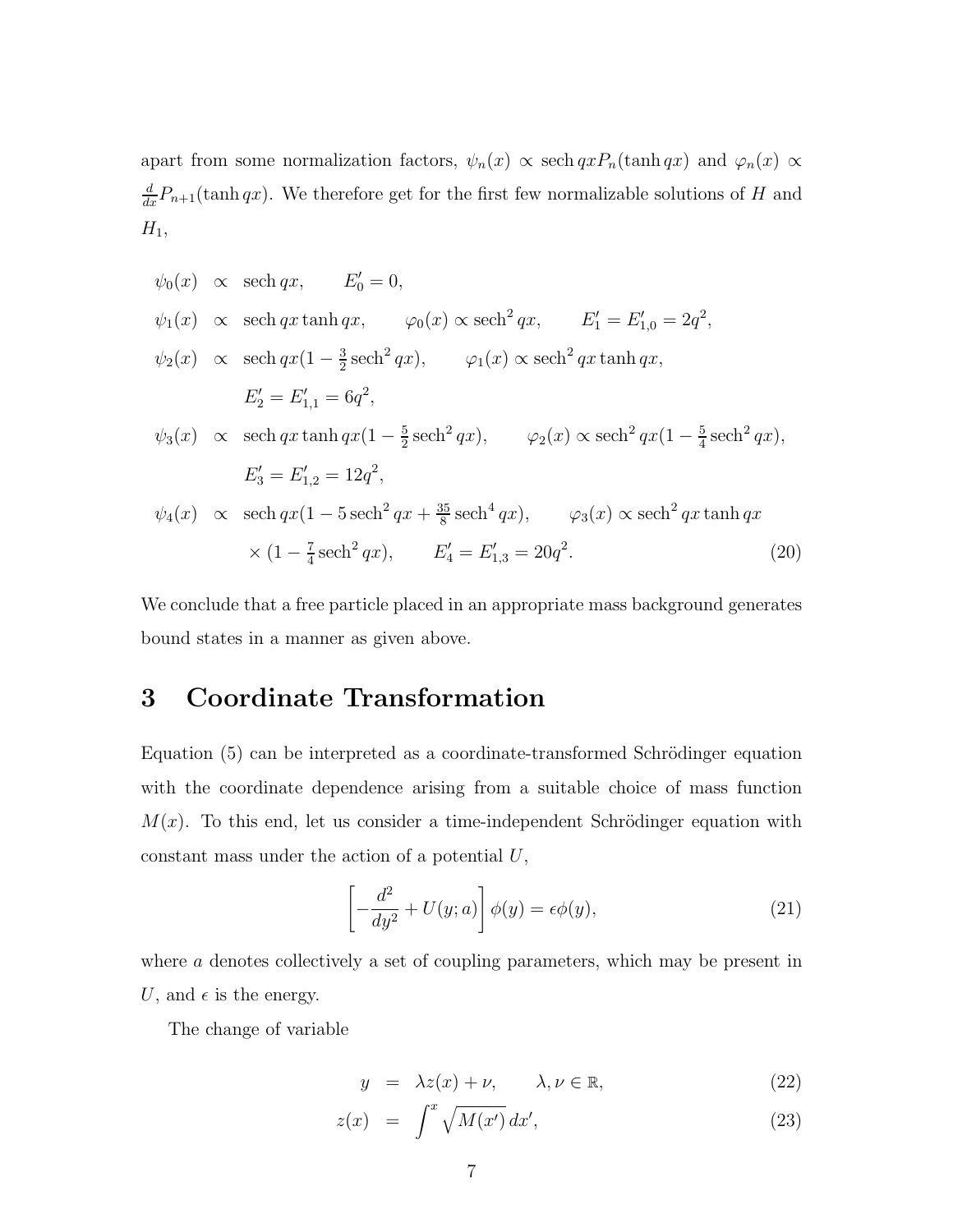apart from some normalization factors, $\psi_n(x) \propto \operatorname{sech} qx P_n(\tanh qx)$ and $\varphi_n(x) \propto \frac{d}{dx}P_{n+1}(\tanh qx)$. We therefore get for the first few normalizable solutions of $H$ and $H_1$,

$$
\begin{aligned}
\psi_0(x) &\propto \operatorname{sech} qx, \qquad E'_0 = 0, \\
\psi_1(x) &\propto \operatorname{sech} qx \tanh qx, \qquad \varphi_0(x) \propto \operatorname{sech}^2 qx, \qquad E'_1 = E'_{1,0} = 2q^2, \\
\psi_2(x) &\propto \operatorname{sech} qx (1 - \tfrac{3}{2}\operatorname{sech}^2 qx), \qquad \varphi_1(x) \propto \operatorname{sech}^2 qx \tanh qx, \\
& \quad E'_2 = E'_{1,1} = 6q^2, \\
\psi_3(x) &\propto \operatorname{sech} qx \tanh qx (1 - \tfrac{5}{2}\operatorname{sech}^2 qx), \qquad \varphi_2(x) \propto \operatorname{sech}^2 qx (1 - \tfrac{5}{4}\operatorname{sech}^2 qx), \\
& \quad E'_3 = E'_{1,2} = 12q^2, \\
\psi_4(x) &\propto \operatorname{sech} qx (1 - 5\operatorname{sech}^2 qx + \tfrac{35}{8}\operatorname{sech}^4 qx), \qquad \varphi_3(x) \propto \operatorname{sech}^2 qx \tanh qx \\
& \quad \times (1 - \tfrac{7}{4}\operatorname{sech}^2 qx), \qquad E'_4 = E'_{1,3} = 20q^2.
\end{aligned} \tag{20}
$$

We conclude that a free particle placed in an appropriate mass background generates bound states in a manner as given above.

# 3 Coordinate Transformation

Equation (5) can be interpreted as a coordinate-transformed Schrödinger equation with the coordinate dependence arising from a suitable choice of mass function $M(x)$. To this end, let us consider a time-independent Schrödinger equation with constant mass under the action of a potential $U$,

$$
\left[-\frac{d^2}{dy^2} + U(y;a)\right]\phi(y) = \epsilon\phi(y), \tag{21}
$$

where $a$ denotes collectively a set of coupling parameters, which may be present in $U$, and $\epsilon$ is the energy.

The change of variable

$$
y = \lambda z(x) + \nu, \qquad \lambda, \nu \in \mathbb{R}, \tag{22}
$$

$$
z(x) = \int^x \sqrt{M(x')}\, dx', \tag{23}
$$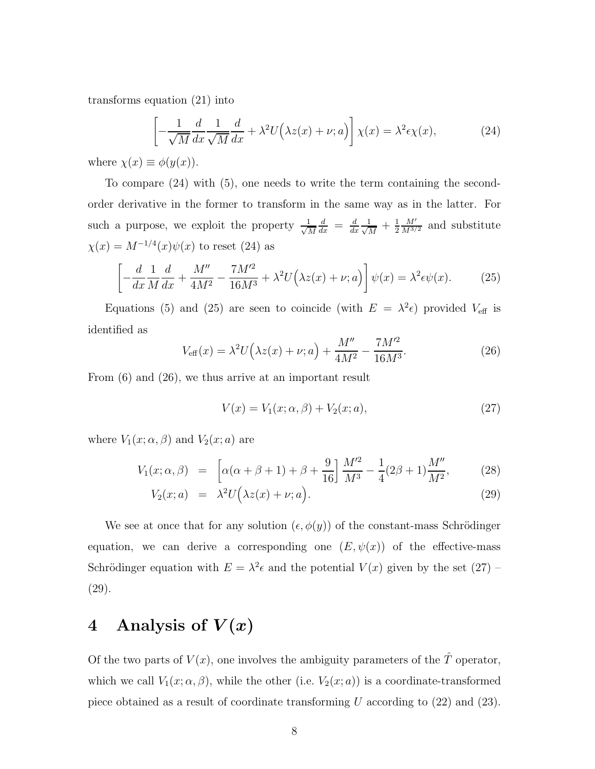transforms equation (21) into

$$\left[-\frac{1}{\sqrt{M}}\frac{d}{dx}\frac{1}{\sqrt{M}}\frac{d}{dx}+\lambda^2 U\Big(\lambda z(x)+\nu;a\Big)\right]\chi(x)=\lambda^2\epsilon\chi(x), \tag{24}$$

where $\chi(x) \equiv \phi(y(x))$.

To compare (24) with (5), one needs to write the term containing the second-order derivative in the former to transform in the same way as in the latter. For such a purpose, we exploit the property $\frac{1}{\sqrt{M}}\frac{d}{dx} = \frac{d}{dx}\frac{1}{\sqrt{M}} + \frac{1}{2}\frac{M'}{M^{3/2}}$ and substitute $\chi(x) = M^{-1/4}(x)\psi(x)$ to reset (24) as

$$\left[-\frac{d}{dx}\frac{1}{M}\frac{d}{dx}+\frac{M''}{4M^2}-\frac{7M'^2}{16M^3}+\lambda^2 U\Big(\lambda z(x)+\nu;a\Big)\right]\psi(x)=\lambda^2\epsilon\psi(x). \tag{25}$$

Equations (5) and (25) are seen to coincide (with $E = \lambda^2\epsilon$) provided $V_{\text{eff}}$ is identified as

$$V_{\text{eff}}(x)=\lambda^2 U\Big(\lambda z(x)+\nu;a\Big)+\frac{M''}{4M^2}-\frac{7M'^2}{16M^3}. \tag{26}$$

From (6) and (26), we thus arrive at an important result

$$V(x)=V_1(x;\alpha,\beta)+V_2(x;a), \tag{27}$$

where $V_1(x;\alpha,\beta)$ and $V_2(x;a)$ are

$$V_1(x;\alpha,\beta) = \left[\alpha(\alpha+\beta+1)+\beta+\frac{9}{16}\right]\frac{M'^2}{M^3}-\frac{1}{4}(2\beta+1)\frac{M''}{M^2}, \tag{28}$$

$$V_2(x;a) = \lambda^2 U\Big(\lambda z(x)+\nu;a\Big). \tag{29}$$

We see at once that for any solution $(\epsilon, \phi(y))$ of the constant-mass Schrödinger equation, we can derive a corresponding one $(E, \psi(x))$ of the effective-mass Schrödinger equation with $E = \lambda^2\epsilon$ and the potential $V(x)$ given by the set (27) – (29).

# 4 Analysis of $V(x)$

Of the two parts of $V(x)$, one involves the ambiguity parameters of the $\hat{T}$ operator, which we call $V_1(x;\alpha,\beta)$, while the other (i.e. $V_2(x;a)$) is a coordinate-transformed piece obtained as a result of coordinate transforming $U$ according to (22) and (23).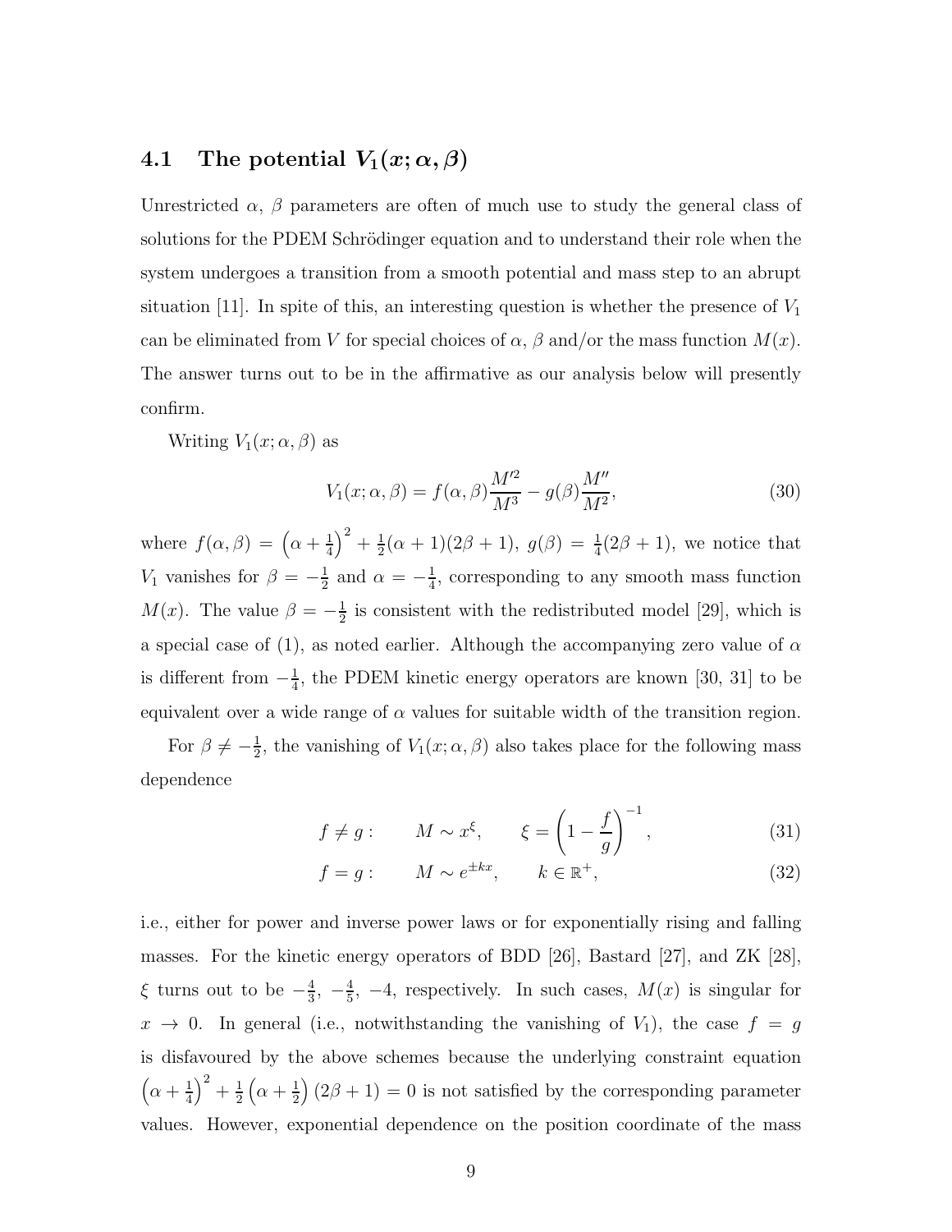### 4.1 The potential $V_1(x; \alpha, \beta)$

Unrestricted $\alpha$, $\beta$ parameters are often of much use to study the general class of solutions for the PDEM Schrödinger equation and to understand their role when the system undergoes a transition from a smooth potential and mass step to an abrupt situation [11]. In spite of this, an interesting question is whether the presence of $V_1$ can be eliminated from $V$ for special choices of $\alpha$, $\beta$ and/or the mass function $M(x)$. The answer turns out to be in the affirmative as our analysis below will presently confirm.

Writing $V_1(x; \alpha, \beta)$ as

$$V_1(x; \alpha, \beta) = f(\alpha, \beta) \frac{M'^2}{M^3} - g(\beta) \frac{M''}{M^2}, \tag{30}$$

where $f(\alpha, \beta) = \left(\alpha + \frac{1}{4}\right)^2 + \frac{1}{2}(\alpha + 1)(2\beta + 1)$, $g(\beta) = \frac{1}{4}(2\beta + 1)$, we notice that $V_1$ vanishes for $\beta = -\frac{1}{2}$ and $\alpha = -\frac{1}{4}$, corresponding to any smooth mass function $M(x)$. The value $\beta = -\frac{1}{2}$ is consistent with the redistributed model [29], which is a special case of (1), as noted earlier. Although the accompanying zero value of $\alpha$ is different from $-\frac{1}{4}$, the PDEM kinetic energy operators are known [30, 31] to be equivalent over a wide range of $\alpha$ values for suitable width of the transition region.

For $\beta \neq -\frac{1}{2}$, the vanishing of $V_1(x; \alpha, \beta)$ also takes place for the following mass dependence

$$f \neq g: \qquad M \sim x^{\xi}, \qquad \xi = \left(1 - \frac{f}{g}\right)^{-1}, \tag{31}$$

$$f = g: \qquad M \sim e^{\pm kx}, \qquad k \in \mathbb{R}^+, \tag{32}$$

i.e., either for power and inverse power laws or for exponentially rising and falling masses. For the kinetic energy operators of BDD [26], Bastard [27], and ZK [28], $\xi$ turns out to be $-\frac{4}{3}$, $-\frac{4}{5}$, $-4$, respectively. In such cases, $M(x)$ is singular for $x \to 0$. In general (i.e., notwithstanding the vanishing of $V_1$), the case $f = g$ is disfavoured by the above schemes because the underlying constraint equation $\left(\alpha + \frac{1}{4}\right)^2 + \frac{1}{2}\left(\alpha + \frac{1}{2}\right)(2\beta + 1) = 0$ is not satisfied by the corresponding parameter values. However, exponential dependence on the position coordinate of the mass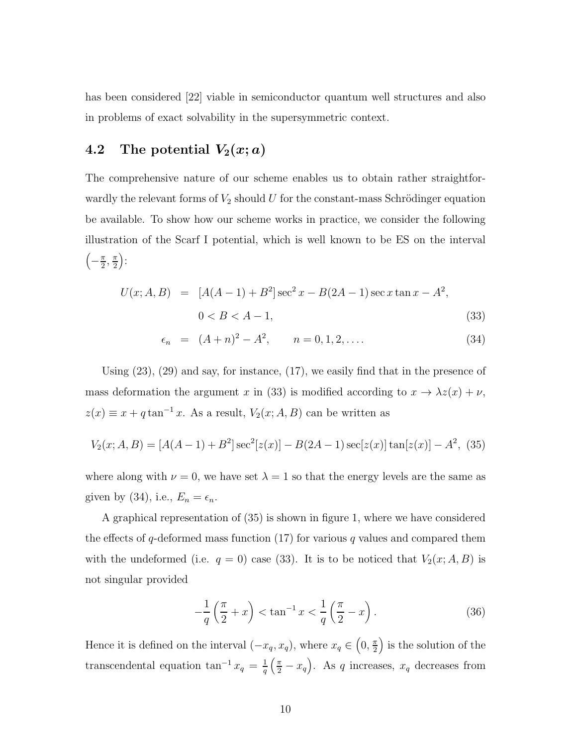has been considered [22] viable in semiconductor quantum well structures and also in problems of exact solvability in the supersymmetric context.

### 4.2 The potential $V_2(x; a)$

The comprehensive nature of our scheme enables us to obtain rather straightforwardly the relevant forms of $V_2$ should $U$ for the constant-mass Schrödinger equation be available. To show how our scheme works in practice, we consider the following illustration of the Scarf I potential, which is well known to be ES on the interval $\left(-\frac{\pi}{2}, \frac{\pi}{2}\right)$:

$$
\begin{aligned}
U(x; A, B) &= [A(A-1) + B^2] \sec^2 x - B(2A-1) \sec x \tan x - A^2, \\
& \qquad 0 < B < A - 1, \qquad\qquad (33) \\
\epsilon_n &= (A+n)^2 - A^2, \qquad n = 0, 1, 2, \ldots. \qquad\qquad (34)
\end{aligned}
$$

Using (23), (29) and say, for instance, (17), we easily find that in the presence of mass deformation the argument $x$ in (33) is modified according to $x \to \lambda z(x) + \nu$, $z(x) \equiv x + q \tan^{-1} x$. As a result, $V_2(x; A, B)$ can be written as

$$
V_2(x; A, B) = [A(A-1) + B^2] \sec^2[z(x)] - B(2A-1) \sec[z(x)] \tan[z(x)] - A^2, \quad (35)
$$

where along with $\nu = 0$, we have set $\lambda = 1$ so that the energy levels are the same as given by (34), i.e., $E_n = \epsilon_n$.

A graphical representation of (35) is shown in figure 1, where we have considered the effects of $q$-deformed mass function (17) for various $q$ values and compared them with the undeformed (i.e. $q = 0$) case (33). It is to be noticed that $V_2(x; A, B)$ is not singular provided

$$
-\frac{1}{q}\left(\frac{\pi}{2} + x\right) < \tan^{-1} x < \frac{1}{q}\left(\frac{\pi}{2} - x\right). \qquad (36)
$$

Hence it is defined on the interval $(-x_q, x_q)$, where $x_q \in \left(0, \frac{\pi}{2}\right)$ is the solution of the transcendental equation $\tan^{-1} x_q = \frac{1}{q}\left(\frac{\pi}{2} - x_q\right)$. As $q$ increases, $x_q$ decreases from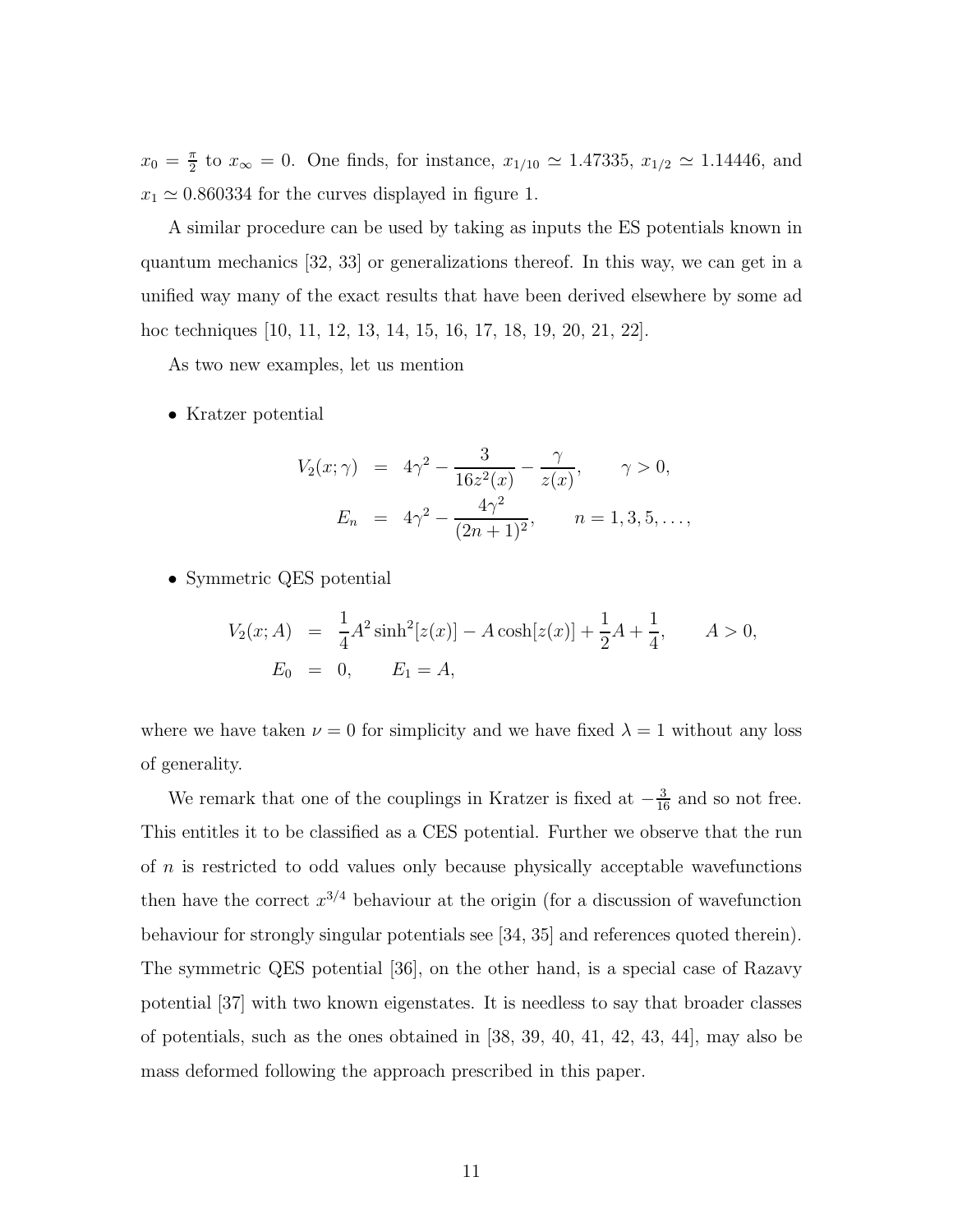$x_0 = \frac{\pi}{2}$ to $x_\infty = 0$. One finds, for instance, $x_{1/10} \simeq 1.47335$, $x_{1/2} \simeq 1.14446$, and $x_1 \simeq 0.860334$ for the curves displayed in figure 1.

A similar procedure can be used by taking as inputs the ES potentials known in quantum mechanics [32, 33] or generalizations thereof. In this way, we can get in a unified way many of the exact results that have been derived elsewhere by some ad hoc techniques [10, 11, 12, 13, 14, 15, 16, 17, 18, 19, 20, 21, 22].

As two new examples, let us mention

- Kratzer potential

$$
\begin{aligned}
V_2(x;\gamma) &= 4\gamma^2 - \frac{3}{16z^2(x)} - \frac{\gamma}{z(x)}, \qquad \gamma > 0, \\
E_n &= 4\gamma^2 - \frac{4\gamma^2}{(2n+1)^2}, \qquad n = 1, 3, 5, \ldots,
\end{aligned}
$$

- Symmetric QES potential

$$
\begin{aligned}
V_2(x;A) &= \frac{1}{4}A^2 \sinh^2[z(x)] - A\cosh[z(x)] + \frac{1}{2}A + \frac{1}{4}, \qquad A > 0, \\
E_0 &= 0, \qquad E_1 = A,
\end{aligned}
$$

where we have taken $\nu = 0$ for simplicity and we have fixed $\lambda = 1$ without any loss of generality.

We remark that one of the couplings in Kratzer is fixed at $-\frac{3}{16}$ and so not free. This entitles it to be classified as a CES potential. Further we observe that the run of $n$ is restricted to odd values only because physically acceptable wavefunctions then have the correct $x^{3/4}$ behaviour at the origin (for a discussion of wavefunction behaviour for strongly singular potentials see [34, 35] and references quoted therein). The symmetric QES potential [36], on the other hand, is a special case of Razavy potential [37] with two known eigenstates. It is needless to say that broader classes of potentials, such as the ones obtained in [38, 39, 40, 41, 42, 43, 44], may also be mass deformed following the approach prescribed in this paper.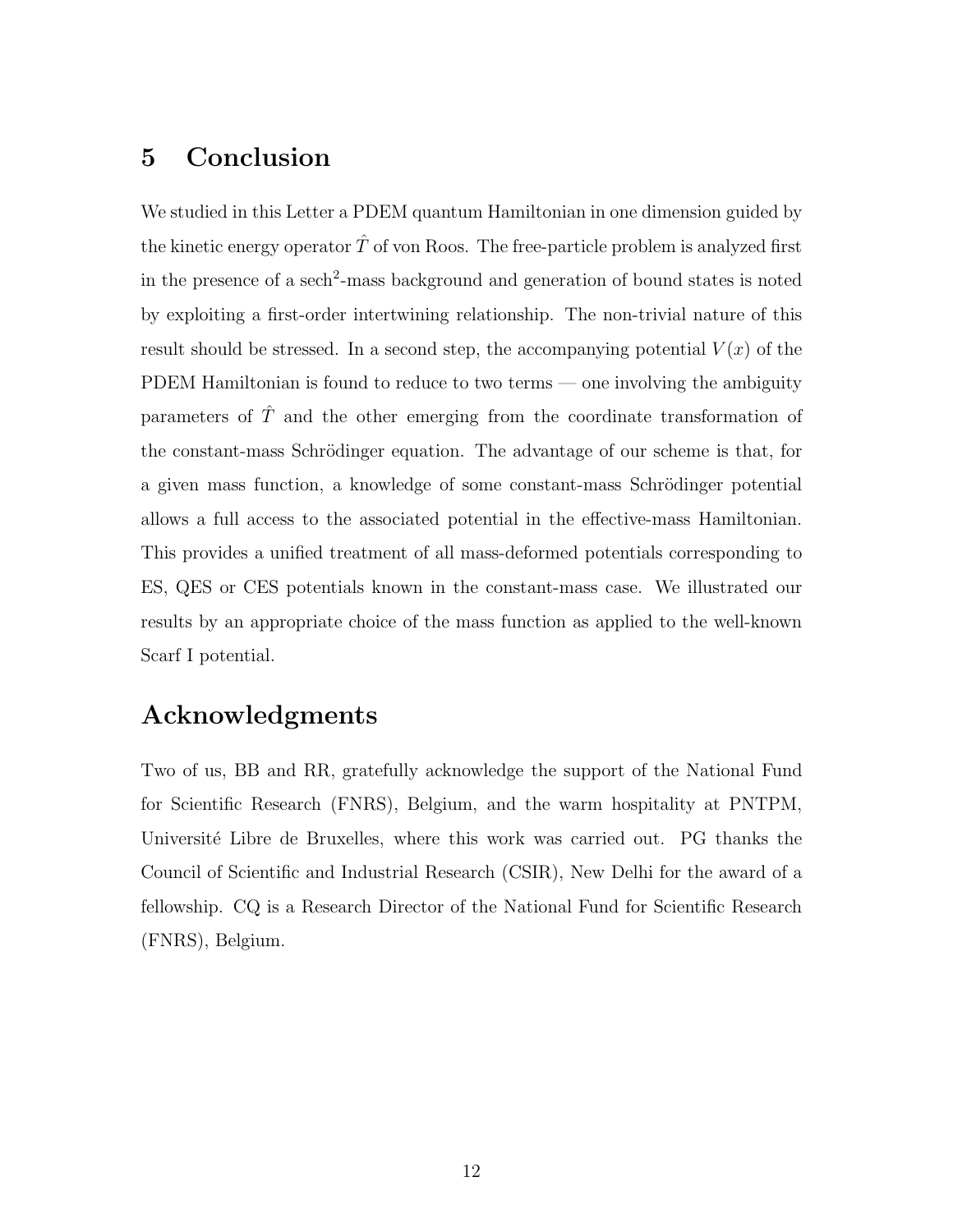# 5 Conclusion

We studied in this Letter a PDEM quantum Hamiltonian in one dimension guided by the kinetic energy operator $\hat{T}$ of von Roos. The free-particle problem is analyzed first in the presence of a $\text{sech}^2$-mass background and generation of bound states is noted by exploiting a first-order intertwining relationship. The non-trivial nature of this result should be stressed. In a second step, the accompanying potential $V(x)$ of the PDEM Hamiltonian is found to reduce to two terms — one involving the ambiguity parameters of $\hat{T}$ and the other emerging from the coordinate transformation of the constant-mass Schrödinger equation. The advantage of our scheme is that, for a given mass function, a knowledge of some constant-mass Schrödinger potential allows a full access to the associated potential in the effective-mass Hamiltonian. This provides a unified treatment of all mass-deformed potentials corresponding to ES, QES or CES potentials known in the constant-mass case. We illustrated our results by an appropriate choice of the mass function as applied to the well-known Scarf I potential.

# Acknowledgments

Two of us, BB and RR, gratefully acknowledge the support of the National Fund for Scientific Research (FNRS), Belgium, and the warm hospitality at PNTPM, Université Libre de Bruxelles, where this work was carried out. PG thanks the Council of Scientific and Industrial Research (CSIR), New Delhi for the award of a fellowship. CQ is a Research Director of the National Fund for Scientific Research (FNRS), Belgium.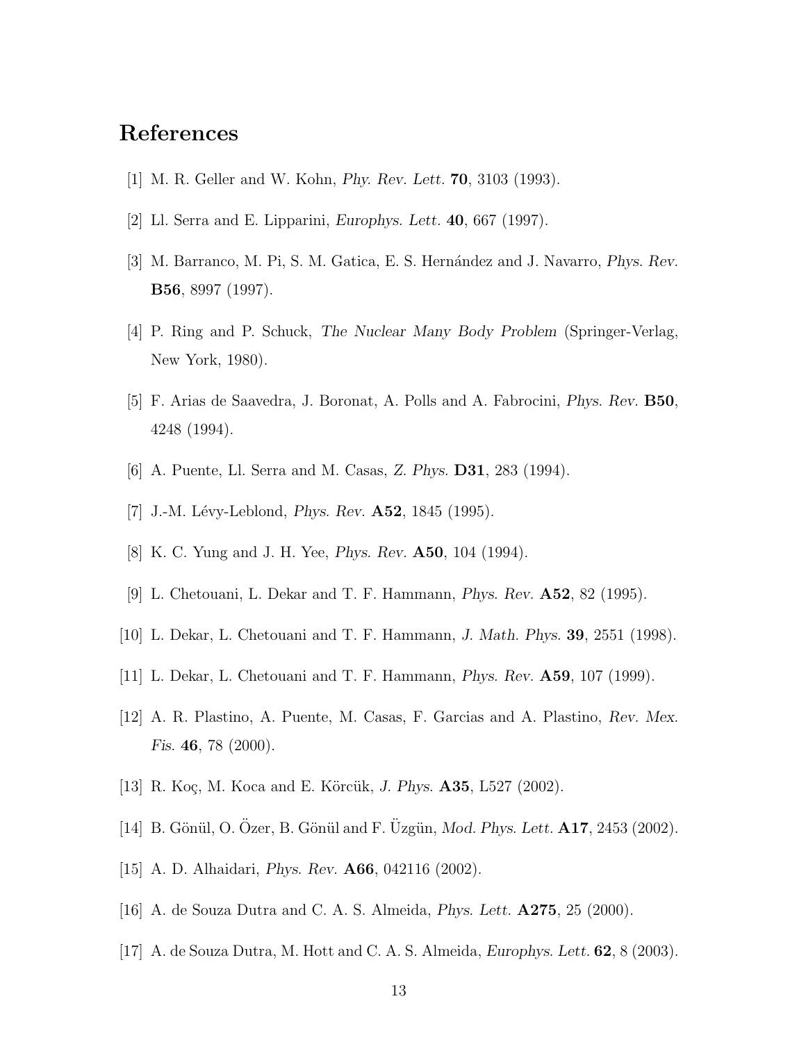# References

[1] M. R. Geller and W. Kohn, *Phy. Rev. Lett.* **70**, 3103 (1993).

[2] Ll. Serra and E. Lipparini, *Europhys. Lett.* **40**, 667 (1997).

[3] M. Barranco, M. Pi, S. M. Gatica, E. S. Hernández and J. Navarro, *Phys. Rev.* **B56**, 8997 (1997).

[4] P. Ring and P. Schuck, *The Nuclear Many Body Problem* (Springer-Verlag, New York, 1980).

[5] F. Arias de Saavedra, J. Boronat, A. Polls and A. Fabrocini, *Phys. Rev.* **B50**, 4248 (1994).

[6] A. Puente, Ll. Serra and M. Casas, *Z. Phys.* **D31**, 283 (1994).

[7] J.-M. Lévy-Leblond, *Phys. Rev.* **A52**, 1845 (1995).

[8] K. C. Yung and J. H. Yee, *Phys. Rev.* **A50**, 104 (1994).

[9] L. Chetouani, L. Dekar and T. F. Hammann, *Phys. Rev.* **A52**, 82 (1995).

[10] L. Dekar, L. Chetouani and T. F. Hammann, *J. Math. Phys.* **39**, 2551 (1998).

[11] L. Dekar, L. Chetouani and T. F. Hammann, *Phys. Rev.* **A59**, 107 (1999).

[12] A. R. Plastino, A. Puente, M. Casas, F. Garcias and A. Plastino, *Rev. Mex. Fis.* **46**, 78 (2000).

[13] R. Koç, M. Koca and E. Körcük, *J. Phys.* **A35**, L527 (2002).

[14] B. Gönül, O. Özer, B. Gönül and F. Üzgün, *Mod. Phys. Lett.* **A17**, 2453 (2002).

[15] A. D. Alhaidari, *Phys. Rev.* **A66**, 042116 (2002).

[16] A. de Souza Dutra and C. A. S. Almeida, *Phys. Lett.* **A275**, 25 (2000).

[17] A. de Souza Dutra, M. Hott and C. A. S. Almeida, *Europhys. Lett.* **62**, 8 (2003).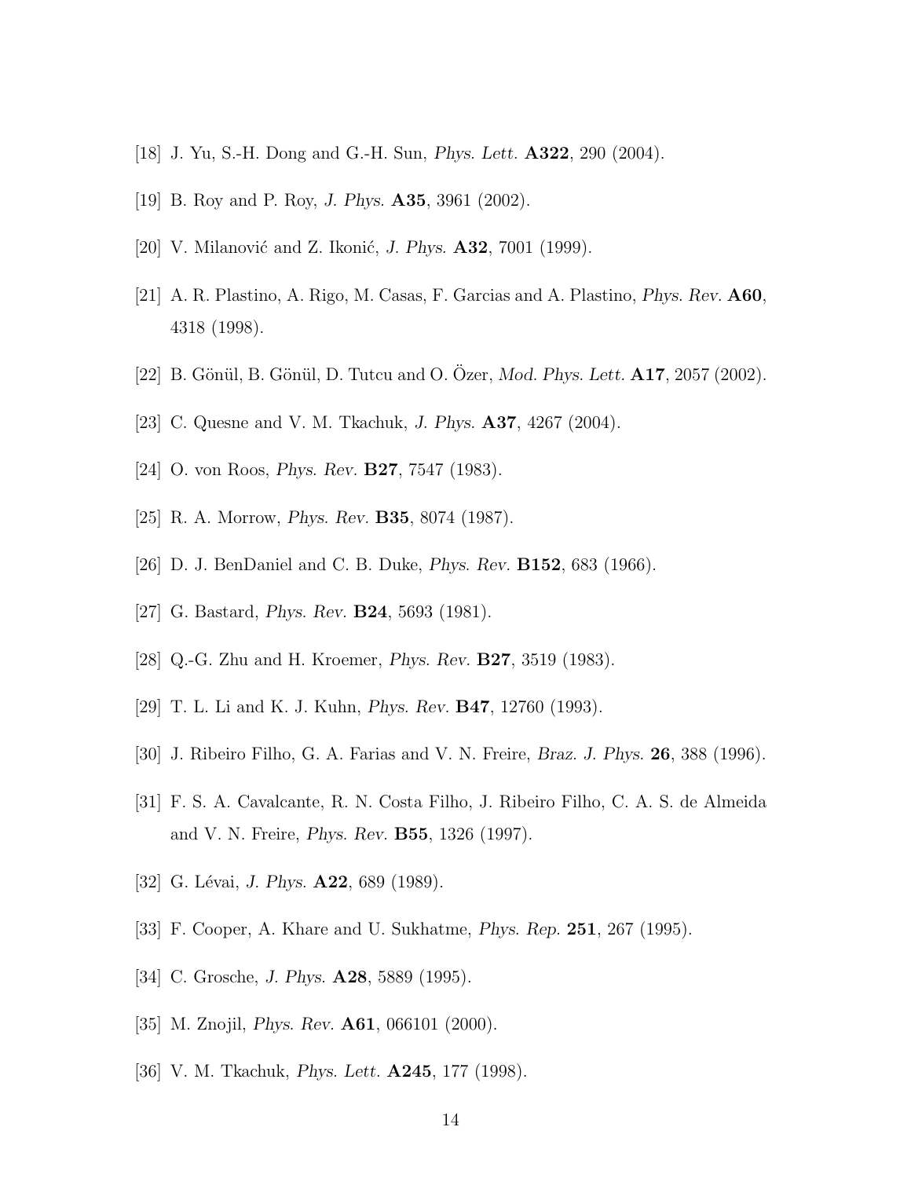[18] J. Yu, S.-H. Dong and G.-H. Sun, *Phys. Lett.* **A322**, 290 (2004).

[19] B. Roy and P. Roy, *J. Phys.* **A35**, 3961 (2002).

[20] V. Milanović and Z. Ikonić, *J. Phys.* **A32**, 7001 (1999).

[21] A. R. Plastino, A. Rigo, M. Casas, F. Garcias and A. Plastino, *Phys. Rev.* **A60**, 4318 (1998).

[22] B. Gönül, B. Gönül, D. Tutcu and O. Özer, *Mod. Phys. Lett.* **A17**, 2057 (2002).

[23] C. Quesne and V. M. Tkachuk, *J. Phys.* **A37**, 4267 (2004).

[24] O. von Roos, *Phys. Rev.* **B27**, 7547 (1983).

[25] R. A. Morrow, *Phys. Rev.* **B35**, 8074 (1987).

[26] D. J. BenDaniel and C. B. Duke, *Phys. Rev.* **B152**, 683 (1966).

[27] G. Bastard, *Phys. Rev.* **B24**, 5693 (1981).

[28] Q.-G. Zhu and H. Kroemer, *Phys. Rev.* **B27**, 3519 (1983).

[29] T. L. Li and K. J. Kuhn, *Phys. Rev.* **B47**, 12760 (1993).

[30] J. Ribeiro Filho, G. A. Farias and V. N. Freire, *Braz. J. Phys.* **26**, 388 (1996).

[31] F. S. A. Cavalcante, R. N. Costa Filho, J. Ribeiro Filho, C. A. S. de Almeida and V. N. Freire, *Phys. Rev.* **B55**, 1326 (1997).

[32] G. Lévai, *J. Phys.* **A22**, 689 (1989).

[33] F. Cooper, A. Khare and U. Sukhatme, *Phys. Rep.* **251**, 267 (1995).

[34] C. Grosche, *J. Phys.* **A28**, 5889 (1995).

[35] M. Znojil, *Phys. Rev.* **A61**, 066101 (2000).

[36] V. M. Tkachuk, *Phys. Lett.* **A245**, 177 (1998).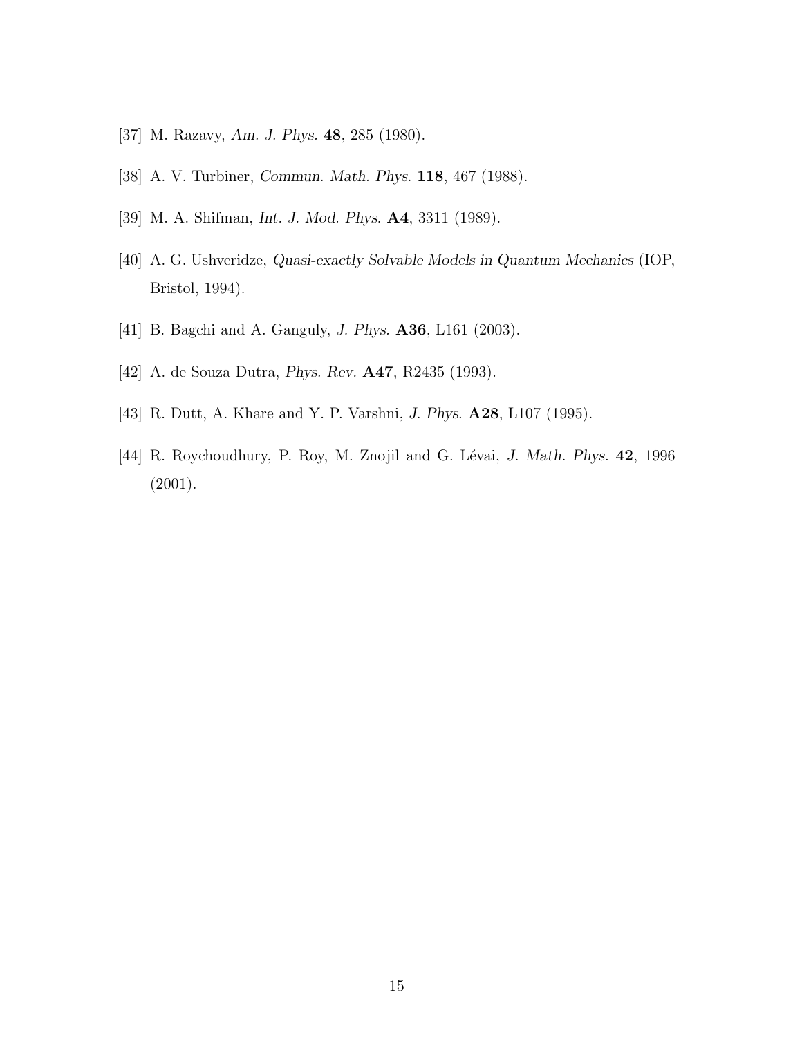[37] M. Razavy, *Am. J. Phys.* **48**, 285 (1980).

[38] A. V. Turbiner, *Commun. Math. Phys.* **118**, 467 (1988).

[39] M. A. Shifman, *Int. J. Mod. Phys.* **A4**, 3311 (1989).

[40] A. G. Ushveridze, *Quasi-exactly Solvable Models in Quantum Mechanics* (IOP, Bristol, 1994).

[41] B. Bagchi and A. Ganguly, *J. Phys.* **A36**, L161 (2003).

[42] A. de Souza Dutra, *Phys. Rev.* **A47**, R2435 (1993).

[43] R. Dutt, A. Khare and Y. P. Varshni, *J. Phys.* **A28**, L107 (1995).

[44] R. Roychoudhury, P. Roy, M. Znojil and G. Lévai, *J. Math. Phys.* **42**, 1996 (2001).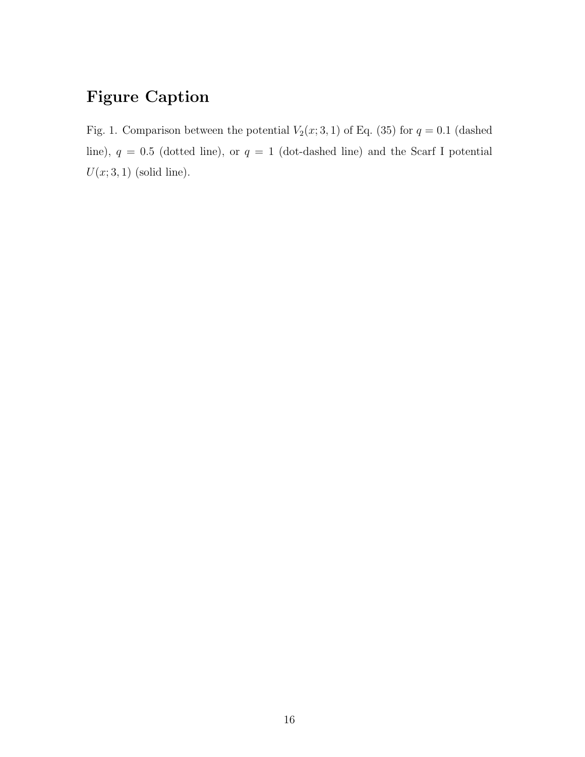# Figure Caption

Fig. 1. Comparison between the potential $V_2(x; 3, 1)$ of Eq. (35) for $q = 0.1$ (dashed line), $q = 0.5$ (dotted line), or $q = 1$ (dot-dashed line) and the Scarf I potential $U(x; 3, 1)$ (solid line).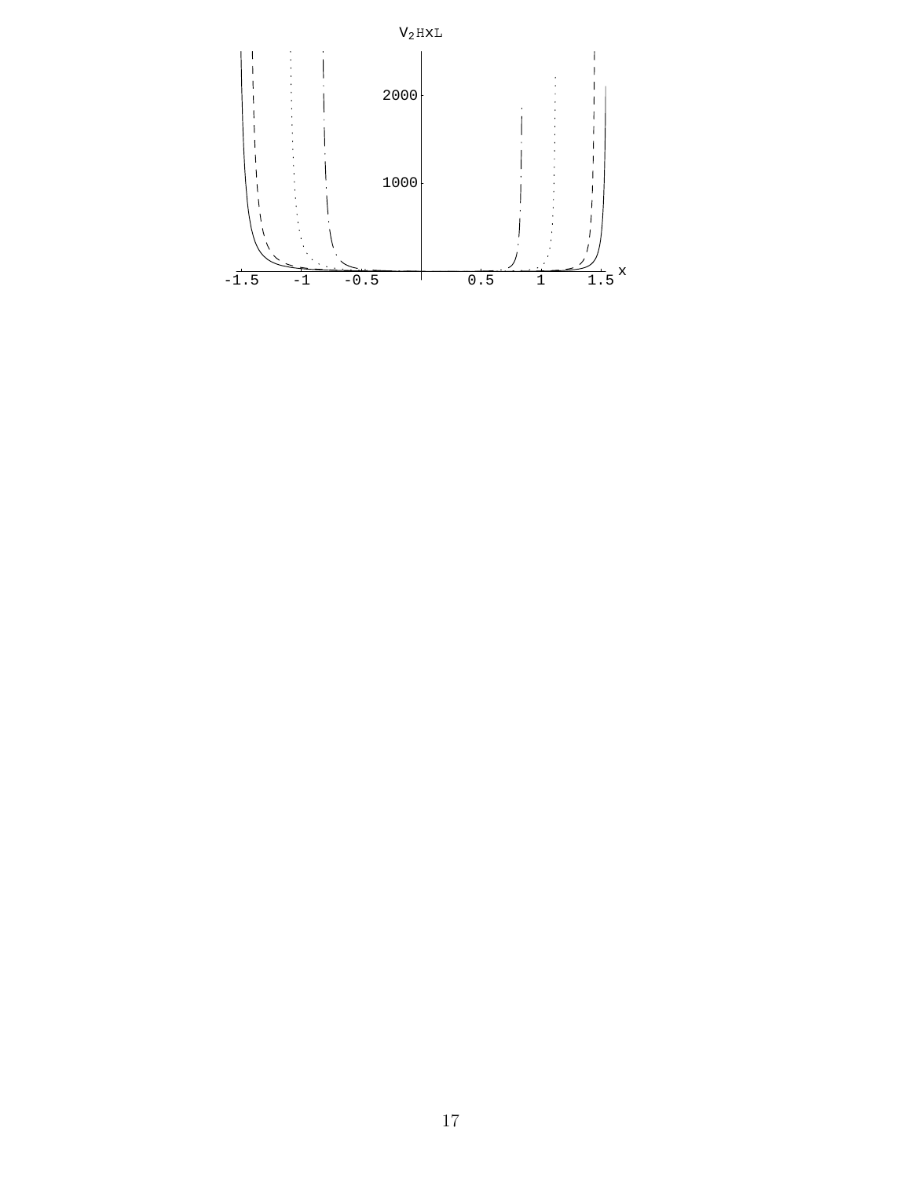$V_2(x)$

2000

1000

-1.5 -1 -0.5 0.5 1 1.5 x